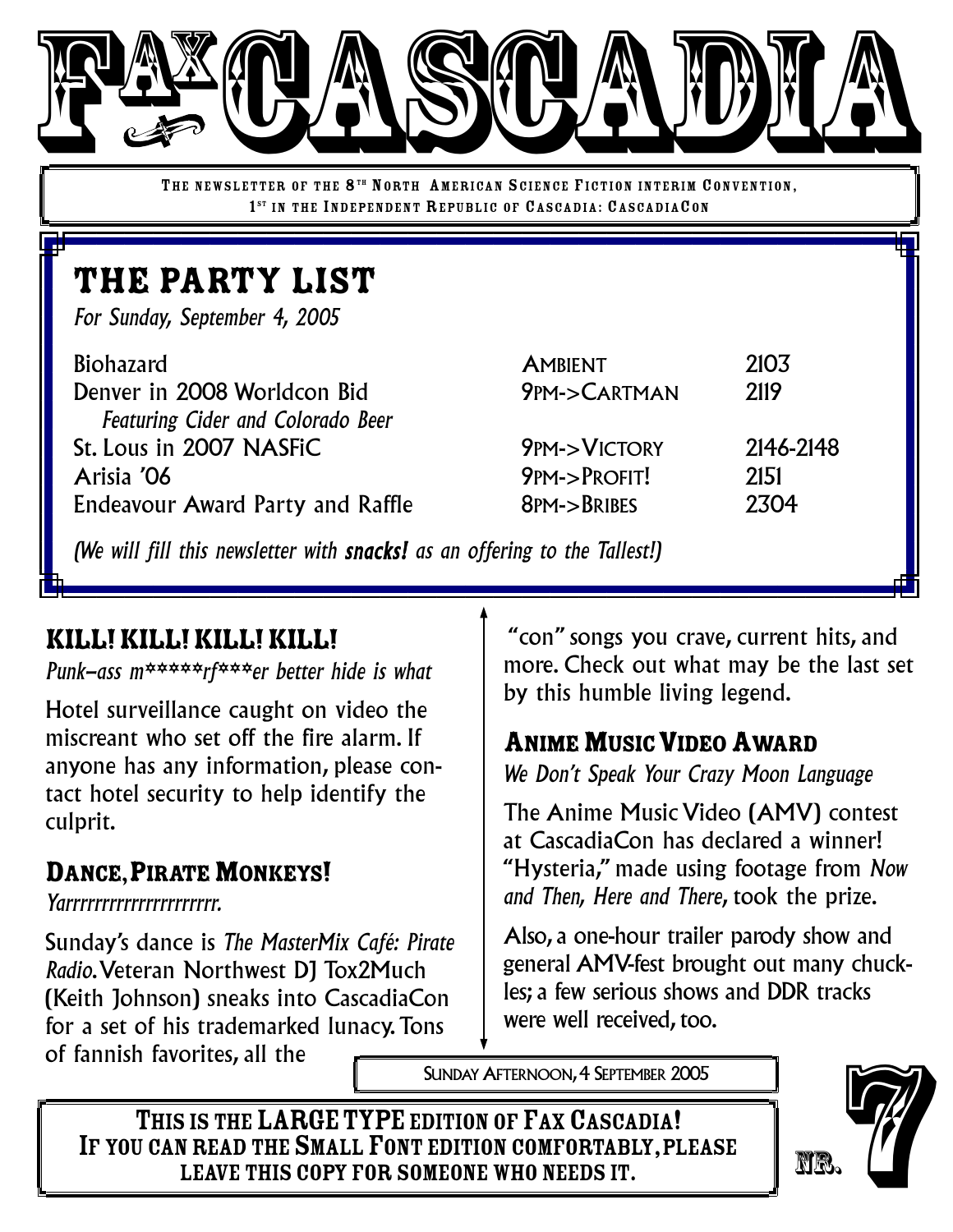# FAX CASCADIA

THE NEWSLETTER OF THE 8TH NORTH AMERICAN SCIENCE FICTION INTERIM CONVENTION, 1ST IN THE INDEPENDENT REPUBLIC OF CASCADIA: CASCADIACON

## THE PARTY LIST

*For Sunday, September 4, 2005*

| Party | Time/Theme | Room |
|---|---|---|
| Biohazard | AMBIENT | 2103 |
| Denver in 2008 Worldcon Bid *Featuring Cider and Colorado Beer* | 9PM->CARTMAN | 2119 |
| St. Lous in 2007 NASFiC | 9PM->VICTORY | 2146-2148 |
| Arisia '06 | 9PM->PROFIT! | 2151 |
| Endeavour Award Party and Raffle | 8PM->BRIBES | 2304 |

*(We will fill this newsletter with* ***snacks!*** *as an offering to the Tallest!)*

## KILL! KILL! KILL! KILL!

*Punk–ass m*****rf***er better hide is what*

Hotel surveillance caught on video the miscreant who set off the fire alarm. If anyone has any information, please contact hotel security to help identify the culprit.

## DANCE, PIRATE MONKEYS!

*Yarrrrrrrrrrrrrrrrrrrr.*

Sunday's dance is *The MasterMix Café: Pirate Radio.* Veteran Northwest DJ Tox2Much (Keith Johnson) sneaks into CascadiaCon for a set of his trademarked lunacy. Tons of fannish favorites, all the "con" songs you crave, current hits, and more. Check out what may be the last set by this humble living legend.

## ANIME MUSIC VIDEO AWARD

*We Don't Speak Your Crazy Moon Language*

The Anime Music Video (AMV) contest at CascadiaCon has declared a winner! "Hysteria," made using footage from *Now and Then, Here and There*, took the prize.

Also, a one-hour trailer parody show and general AMV-fest brought out many chuckles; a few serious shows and DDR tracks were well received, too.

SUNDAY AFTERNOON, 4 SEPTEMBER 2005

**THIS IS THE LARGE TYPE EDITION OF FAX CASCADIA! IF YOU CAN READ THE SMALL FONT EDITION COMFORTABLY, PLEASE LEAVE THIS COPY FOR SOMEONE WHO NEEDS IT.**

NR. 7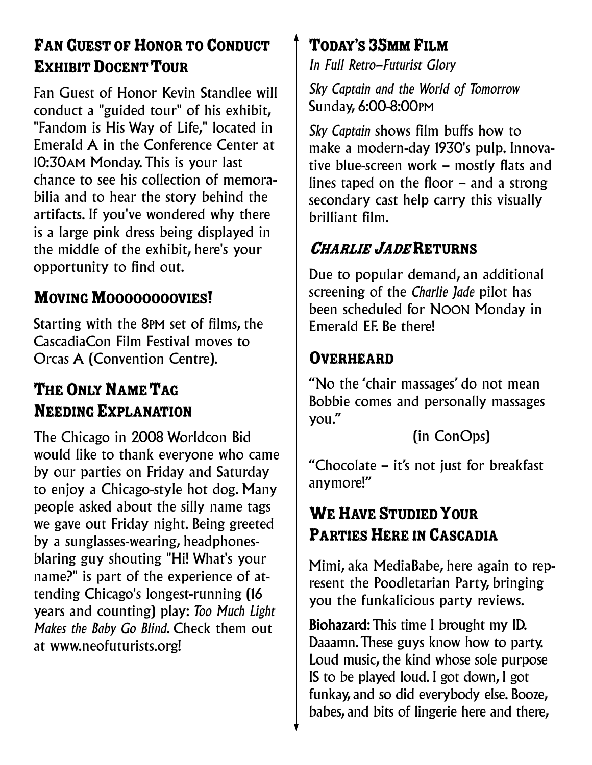## Fan Guest of Honor to Conduct Exhibit Docent Tour

Fan Guest of Honor Kevin Standlee will conduct a "guided tour" of his exhibit, "Fandom is His Way of Life," located in Emerald A in the Conference Center at 10:30AM Monday. This is your last chance to see his collection of memorabilia and to hear the story behind the artifacts. If you've wondered why there is a large pink dress being displayed in the middle of the exhibit, here's your opportunity to find out.

## Moving Mooooooovies!

Starting with the 8PM set of films, the CascadiaCon Film Festival moves to Orcas A (Convention Centre).

## The Only Name Tag Needing Explanation

The Chicago in 2008 Worldcon Bid would like to thank everyone who came by our parties on Friday and Saturday to enjoy a Chicago-style hot dog. Many people asked about the silly name tags we gave out Friday night. Being greeted by a sunglasses-wearing, headphones-blaring guy shouting "Hi! What's your name?" is part of the experience of attending Chicago's longest-running (16 years and counting) play: *Too Much Light Makes the Baby Go Blind*. Check them out at www.neofuturists.org!

## Today's 35mm Film

*In Full Retro–Futurist Glory*

*Sky Captain and the World of Tomorrow*
Sunday, 6:00-8:00PM

*Sky Captain* shows film buffs how to make a modern-day 1930's pulp. Innovative blue-screen work – mostly flats and lines taped on the floor – and a strong secondary cast help carry this visually brilliant film.

## *Charlie Jade* Returns

Due to popular demand, an additional screening of the *Charlie Jade* pilot has been scheduled for NOON Monday in Emerald EF. Be there!

## Overheard

"No the 'chair massages' do not mean Bobbie comes and personally massages you."

(in ConOps)

"Chocolate – it's not just for breakfast anymore!"

## We Have Studied Your Parties Here in Cascadia

Mimi, aka MediaBabe, here again to represent the Poodletarian Party, bringing you the funkalicious party reviews.

**Biohazard:** This time I brought my ID. Daaamn. These guys know how to party. Loud music, the kind whose sole purpose IS to be played loud. I got down, I got funkay, and so did everybody else. Booze, babes, and bits of lingerie here and there,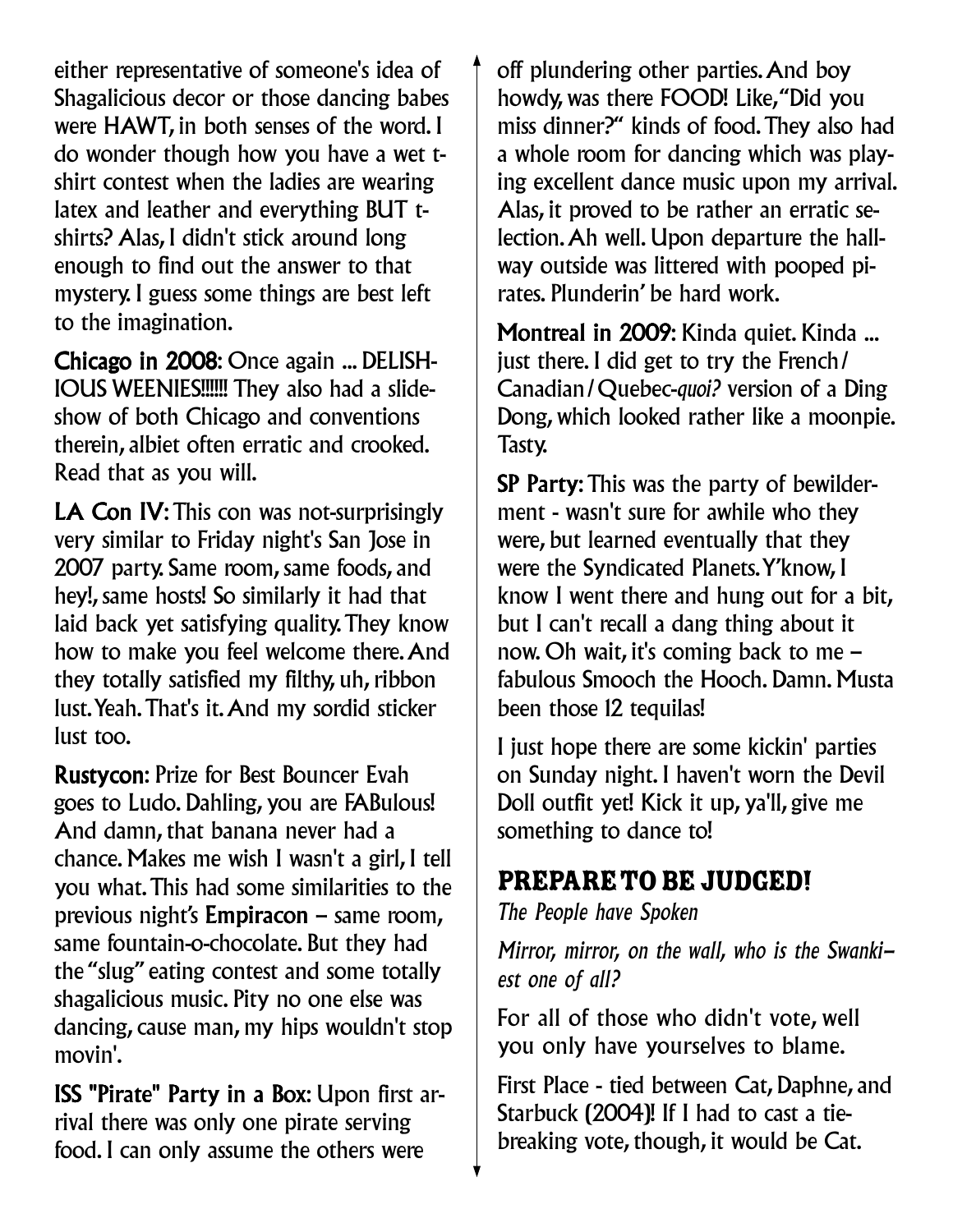either representative of someone's idea of Shagalicious decor or those dancing babes were HAWT, in both senses of the word. I do wonder though how you have a wet t-shirt contest when the ladies are wearing latex and leather and everything BUT t-shirts? Alas, I didn't stick around long enough to find out the answer to that mystery. I guess some things are best left to the imagination.

**Chicago in 2008**: Once again ... DELISHIOUS WEENIES!!!!!! They also had a slideshow of both Chicago and conventions therein, albiet often erratic and crooked. Read that as you will.

**LA Con IV**: This con was not-surprisingly very similar to Friday night's San Jose in 2007 party. Same room, same foods, and hey!, same hosts! So similarly it had that laid back yet satisfying quality. They know how to make you feel welcome there. And they totally satisfied my filthy, uh, ribbon lust. Yeah. That's it. And my sordid sticker lust too.

**Rustycon**: Prize for Best Bouncer Evah goes to Ludo. Dahling, you are FABulous! And damn, that banana never had a chance. Makes me wish I wasn't a girl, I tell you what. This had some similarities to the previous night's **Empiracon** – same room, same fountain-o-chocolate. But they had the "slug" eating contest and some totally shagalicious music. Pity no one else was dancing, cause man, my hips wouldn't stop movin'.

**ISS "Pirate" Party in a Box**: Upon first arrival there was only one pirate serving food. I can only assume the others were off plundering other parties. And boy howdy, was there FOOD! Like, "Did you miss dinner?" kinds of food. They also had a whole room for dancing which was playing excellent dance music upon my arrival. Alas, it proved to be rather an erratic selection. Ah well. Upon departure the hallway outside was littered with pooped pirates. Plunderin' be hard work.

**Montreal in 2009**: Kinda quiet. Kinda ... just there. I did get to try the French/Canadian/Quebec-*quoi?* version of a Ding Dong, which looked rather like a moonpie. Tasty.

**SP Party**: This was the party of bewilderment - wasn't sure for awhile who they were, but learned eventually that they were the Syndicated Planets. Y'know, I know I went there and hung out for a bit, but I can't recall a dang thing about it now. Oh wait, it's coming back to me – fabulous Smooch the Hooch. Damn. Musta been those 12 tequilas!

I just hope there are some kickin' parties on Sunday night. I haven't worn the Devil Doll outfit yet! Kick it up, ya'll, give me something to dance to!

## PREPARE TO BE JUDGED!

*The People have Spoken*

*Mirror, mirror, on the wall, who is the Swankiest one of all?*

For all of those who didn't vote, well you only have yourselves to blame.

First Place - tied between Cat, Daphne, and Starbuck (2004)! If I had to cast a tie-breaking vote, though, it would be Cat.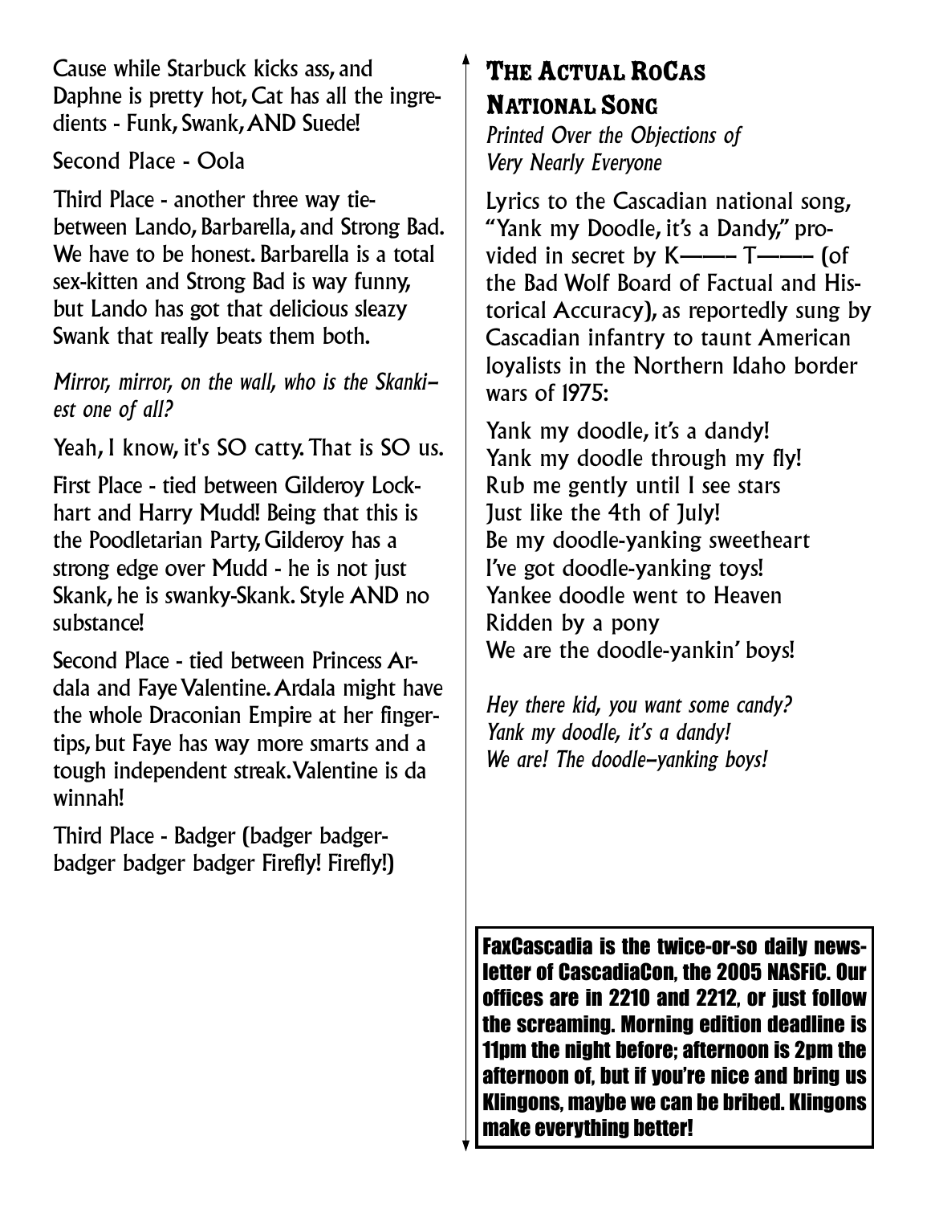Cause while Starbuck kicks ass, and Daphne is pretty hot, Cat has all the ingredients - Funk, Swank, AND Suede!

Second Place - Oola

Third Place - another three way tie- between Lando, Barbarella, and Strong Bad. We have to be honest. Barbarella is a total sex-kitten and Strong Bad is way funny, but Lando has got that delicious sleazy Swank that really beats them both.

*Mirror, mirror, on the wall, who is the Skankiest one of all?*

Yeah, I know, it's SO catty. That is SO us.

First Place - tied between Gilderoy Lockhart and Harry Mudd! Being that this is the Poodletarian Party, Gilderoy has a strong edge over Mudd - he is not just Skank, he is swanky-Skank. Style AND no substance!

Second Place - tied between Princess Ardala and Faye Valentine. Ardala might have the whole Draconian Empire at her fingertips, but Faye has way more smarts and a tough independent streak. Valentine is da winnah!

Third Place - Badger (badger badger-badger badger badger Firefly! Firefly!)

## The Actual RoCas National Song

*Printed Over the Objections of Very Nearly Everyone*

Lyrics to the Cascadian national song, "Yank my Doodle, it's a Dandy," provided in secret by K——— T——— (of the Bad Wolf Board of Factual and Historical Accuracy), as reportedly sung by Cascadian infantry to taunt American loyalists in the Northern Idaho border wars of 1975:

Yank my doodle, it's a dandy!
Yank my doodle through my fly!
Rub me gently until I see stars
Just like the 4th of July!
Be my doodle-yanking sweetheart
I've got doodle-yanking toys!
Yankee doodle went to Heaven
Ridden by a pony
We are the doodle-yankin' boys!

*Hey there kid, you want some candy?*
*Yank my doodle, it's a dandy!*
*We are! The doodle-yanking boys!*

**FaxCascadia is the twice-or-so daily newsletter of CascadiaCon, the 2005 NASFiC. Our offices are in 2210 and 2212, or just follow the screaming. Morning edition deadline is 11pm the night before; afternoon is 2pm the afternoon of, but if you're nice and bring us Klingons, maybe we can be bribed. Klingons make everything better!**